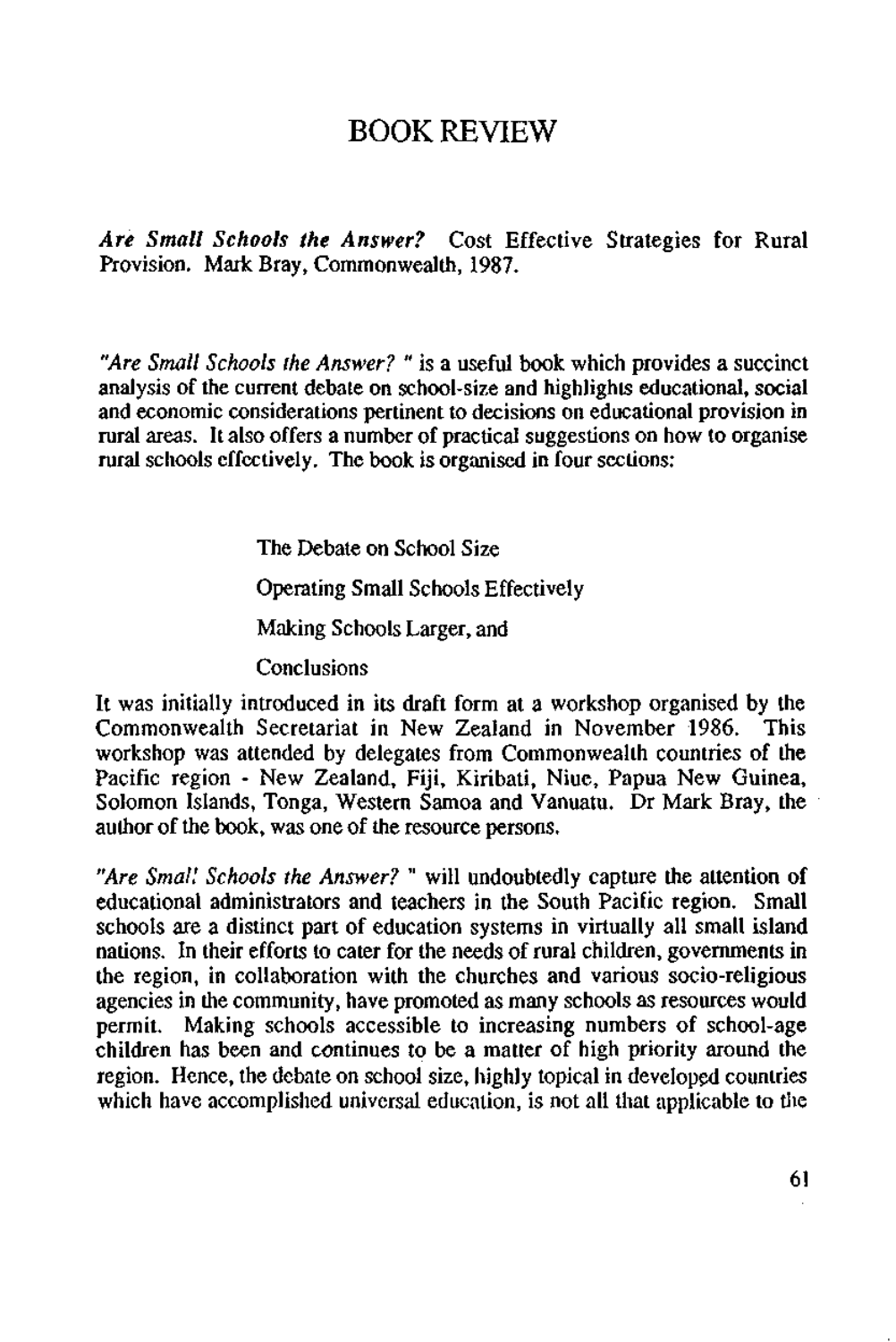# BOOK REVIEW

***Are Small Schools the Answer?*** Cost Effective Strategies for Rural Provision. Mark Bray, Commonwealth, 1987.

*"Are Small Schools the Answer? "* is a useful book which provides a succinct analysis of the current debate on school-size and highlights educational, social and economic considerations pertinent to decisions on educational provision in rural areas. It also offers a number of practical suggestions on how to organise rural schools effectively. The book is organised in four sections:

The Debate on School Size

Operating Small Schools Effectively

Making Schools Larger, and

Conclusions

It was initially introduced in its draft form at a workshop organised by the Commonwealth Secretariat in New Zealand in November 1986. This workshop was attended by delegates from Commonwealth countries of the Pacific region - New Zealand, Fiji, Kiribati, Niue, Papua New Guinea, Solomon Islands, Tonga, Western Samoa and Vanuatu. Dr Mark Bray, the author of the book, was one of the resource persons.

*"Are Small Schools the Answer? "* will undoubtedly capture the attention of educational administrators and teachers in the South Pacific region. Small schools are a distinct part of education systems in virtually all small island nations. In their efforts to cater for the needs of rural children, governments in the region, in collaboration with the churches and various socio-religious agencies in the community, have promoted as many schools as resources would permit. Making schools accessible to increasing numbers of school-age children has been and continues to be a matter of high priority around the region. Hence, the debate on school size, highly topical in developed countries which have accomplished universal education, is not all that applicable to the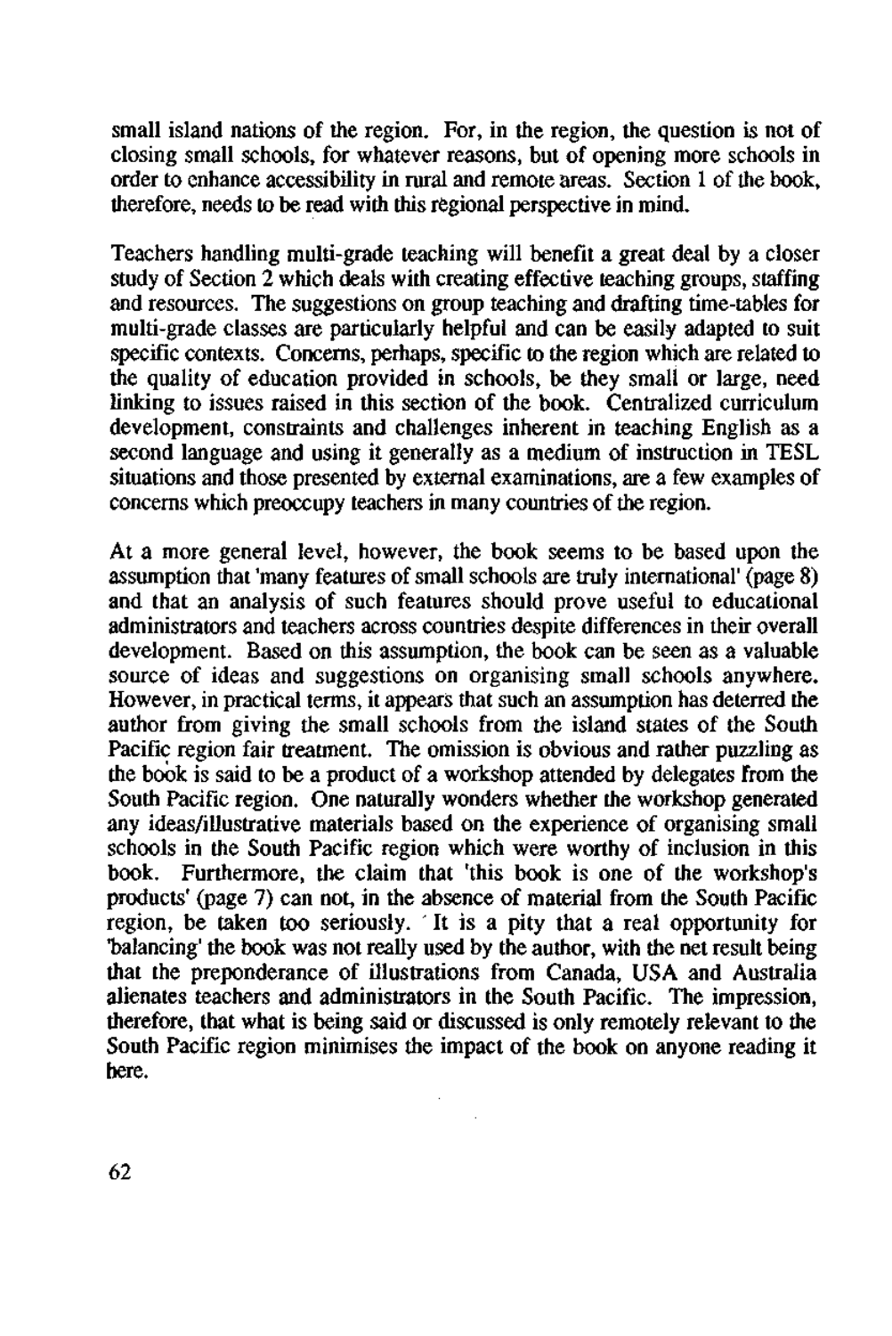small island nations of the region. For, in the region, the question is not of closing small schools, for whatever reasons, but of opening more schools in order to enhance accessibility in rural and remote areas. Section 1 of the book, therefore, needs to be read with this regional perspective in mind.

Teachers handling multi-grade teaching will benefit a great deal by a closer study of Section 2 which deals with creating effective teaching groups, staffing and resources. The suggestions on group teaching and drafting time-tables for multi-grade classes are particularly helpful and can be easily adapted to suit specific contexts. Concerns, perhaps, specific to the region which are related to the quality of education provided in schools, be they small or large, need linking to issues raised in this section of the book. Centralized curriculum development, constraints and challenges inherent in teaching English as a second language and using it generally as a medium of instruction in TESL situations and those presented by external examinations, are a few examples of concerns which preoccupy teachers in many countries of the region.

At a more general level, however, the book seems to be based upon the assumption that 'many features of small schools are truly international' (page 8) and that an analysis of such features should prove useful to educational administrators and teachers across countries despite differences in their overall development. Based on this assumption, the book can be seen as a valuable source of ideas and suggestions on organising small schools anywhere. However, in practical terms, it appears that such an assumption has deterred the author from giving the small schools from the island states of the South Pacific region fair treatment. The omission is obvious and rather puzzling as the book is said to be a product of a workshop attended by delegates from the South Pacific region. One naturally wonders whether the workshop generated any ideas/illustrative materials based on the experience of organising small schools in the South Pacific region which were worthy of inclusion in this book. Furthermore, the claim that 'this book is one of the workshop's products' (page 7) can not, in the absence of material from the South Pacific region, be taken too seriously. It is a pity that a real opportunity for 'balancing' the book was not really used by the author, with the net result being that the preponderance of illustrations from Canada, USA and Australia alienates teachers and administrators in the South Pacific. The impression, therefore, that what is being said or discussed is only remotely relevant to the South Pacific region minimises the impact of the book on anyone reading it here.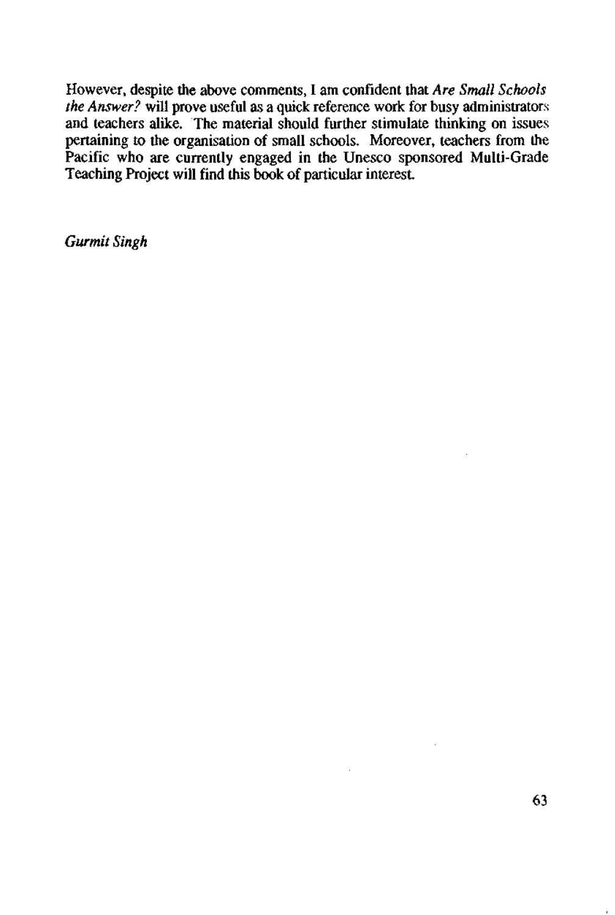However, despite the above comments, I am confident that *Are Small Schools the Answer?* will prove useful as a quick reference work for busy administrators and teachers alike. The material should further stimulate thinking on issues pertaining to the organisation of small schools. Moreover, teachers from the Pacific who are currently engaged in the Unesco sponsored Multi-Grade Teaching Project will find this book of particular interest.

*Gurmit Singh*